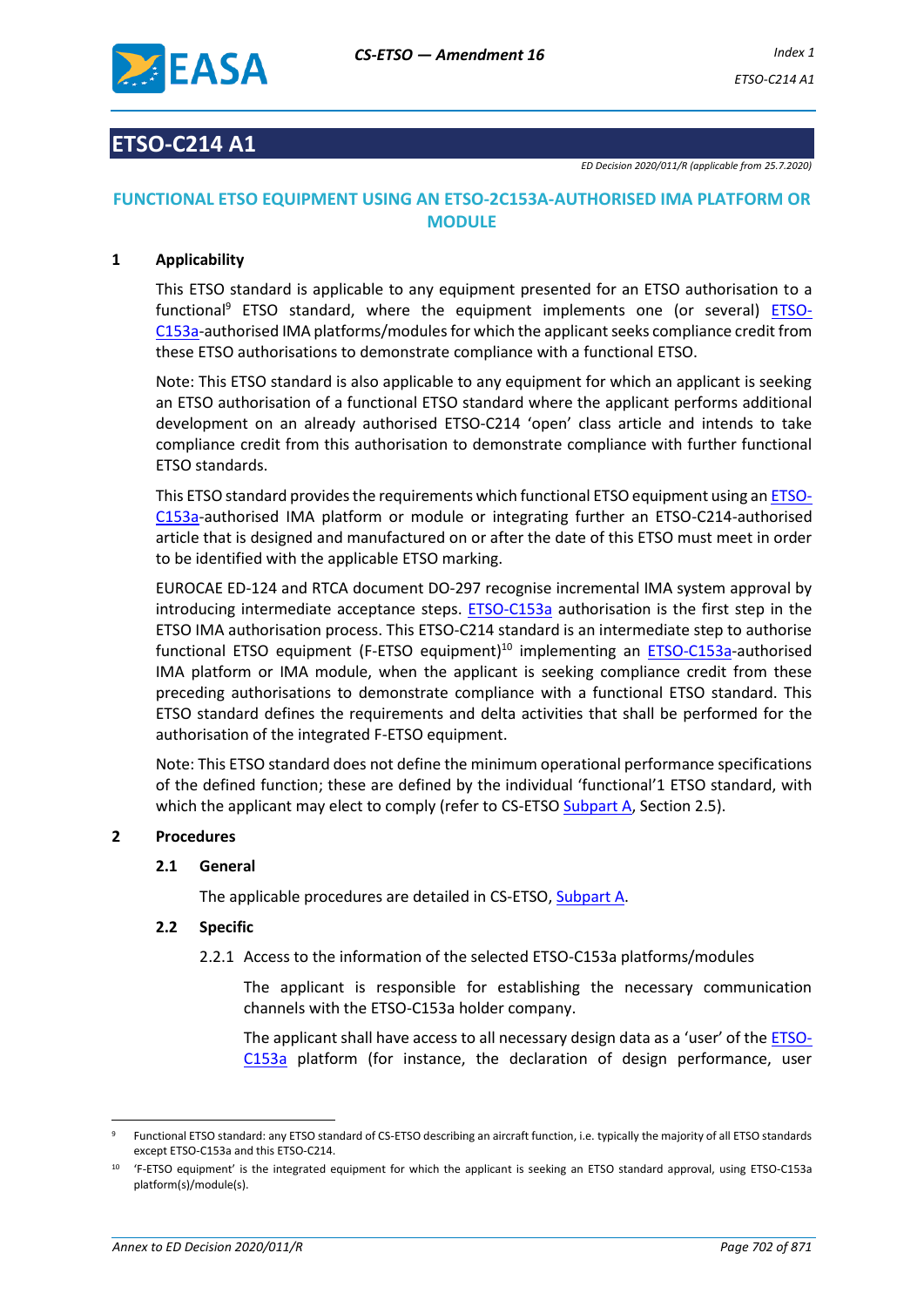# ETSO-C214 A1

*ED Decision 2020/011/R (applicable from 25.7.2020)*

## FUNCTIONAL ETSO EQUIPMENT USING AN ETSO-2C153A-AUTHORISED IMA PLATFORM OR MODULE

### 1 Applicability

This ETSO standard is applicable to any equipment presented for an ETSO authorisation to a functional[9] ETSO standard, where the equipment implements one (or several) ETSO-C153a-authorised IMA platforms/modules for which the applicant seeks compliance credit from these ETSO authorisations to demonstrate compliance with a functional ETSO.

Note: This ETSO standard is also applicable to any equipment for which an applicant is seeking an ETSO authorisation of a functional ETSO standard where the applicant performs additional development on an already authorised ETSO-C214 'open' class article and intends to take compliance credit from this authorisation to demonstrate compliance with further functional ETSO standards.

This ETSO standard provides the requirements which functional ETSO equipment using an ETSO-C153a-authorised IMA platform or module or integrating further an ETSO-C214-authorised article that is designed and manufactured on or after the date of this ETSO must meet in order to be identified with the applicable ETSO marking.

EUROCAE ED-124 and RTCA document DO-297 recognise incremental IMA system approval by introducing intermediate acceptance steps. ETSO-C153a authorisation is the first step in the ETSO IMA authorisation process. This ETSO-C214 standard is an intermediate step to authorise functional ETSO equipment (F-ETSO equipment)[10] implementing an ETSO-C153a-authorised IMA platform or IMA module, when the applicant is seeking compliance credit from these preceding authorisations to demonstrate compliance with a functional ETSO standard. This ETSO standard defines the requirements and delta activities that shall be performed for the authorisation of the integrated F-ETSO equipment.

Note: This ETSO standard does not define the minimum operational performance specifications of the defined function; these are defined by the individual 'functional'1 ETSO standard, with which the applicant may elect to comply (refer to CS-ETSO Subpart A, Section 2.5).

### 2 Procedures

#### 2.1 General

The applicable procedures are detailed in CS-ETSO, Subpart A.

#### 2.2 Specific

2.2.1 Access to the information of the selected ETSO-C153a platforms/modules

The applicant is responsible for establishing the necessary communication channels with the ETSO-C153a holder company.

The applicant shall have access to all necessary design data as a 'user' of the ETSO-C153a platform (for instance, the declaration of design performance, user

---

[9] Functional ETSO standard: any ETSO standard of CS-ETSO describing an aircraft function, i.e. typically the majority of all ETSO standards except ETSO-C153a and this ETSO-C214.

[10] 'F-ETSO equipment' is the integrated equipment for which the applicant is seeking an ETSO standard approval, using ETSO-C153a platform(s)/module(s).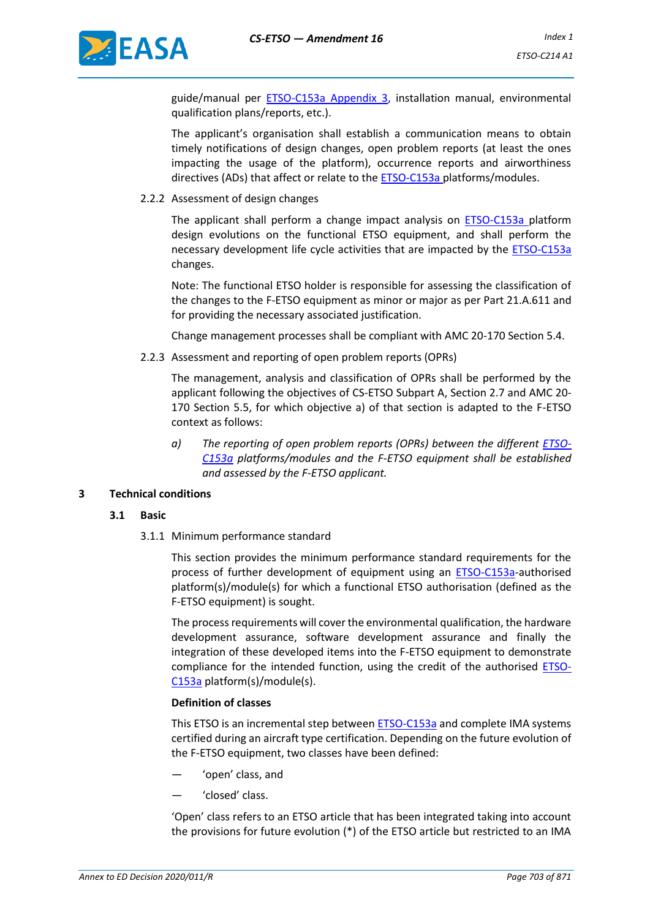guide/manual per ETSO-C153a Appendix 3, installation manual, environmental qualification plans/reports, etc.).

The applicant's organisation shall establish a communication means to obtain timely notifications of design changes, open problem reports (at least the ones impacting the usage of the platform), occurrence reports and airworthiness directives (ADs) that affect or relate to the ETSO-C153a platforms/modules.

2.2.2 Assessment of design changes

The applicant shall perform a change impact analysis on ETSO-C153a platform design evolutions on the functional ETSO equipment, and shall perform the necessary development life cycle activities that are impacted by the ETSO-C153a changes.

Note: The functional ETSO holder is responsible for assessing the classification of the changes to the F-ETSO equipment as minor or major as per Part 21.A.611 and for providing the necessary associated justification.

Change management processes shall be compliant with AMC 20-170 Section 5.4.

2.2.3 Assessment and reporting of open problem reports (OPRs)

The management, analysis and classification of OPRs shall be performed by the applicant following the objectives of CS-ETSO Subpart A, Section 2.7 and AMC 20-170 Section 5.5, for which objective a) of that section is adapted to the F-ETSO context as follows:

*a) The reporting of open problem reports (OPRs) between the different ETSO-C153a platforms/modules and the F-ETSO equipment shall be established and assessed by the F-ETSO applicant.*

## 3 Technical conditions

### 3.1 Basic

3.1.1 Minimum performance standard

This section provides the minimum performance standard requirements for the process of further development of equipment using an ETSO-C153a-authorised platform(s)/module(s) for which a functional ETSO authorisation (defined as the F-ETSO equipment) is sought.

The process requirements will cover the environmental qualification, the hardware development assurance, software development assurance and finally the integration of these developed items into the F-ETSO equipment to demonstrate compliance for the intended function, using the credit of the authorised ETSO-C153a platform(s)/module(s).

**Definition of classes**

This ETSO is an incremental step between ETSO-C153a and complete IMA systems certified during an aircraft type certification. Depending on the future evolution of the F-ETSO equipment, two classes have been defined:

— 'open' class, and

— 'closed' class.

'Open' class refers to an ETSO article that has been integrated taking into account the provisions for future evolution (*) of the ETSO article but restricted to an IMA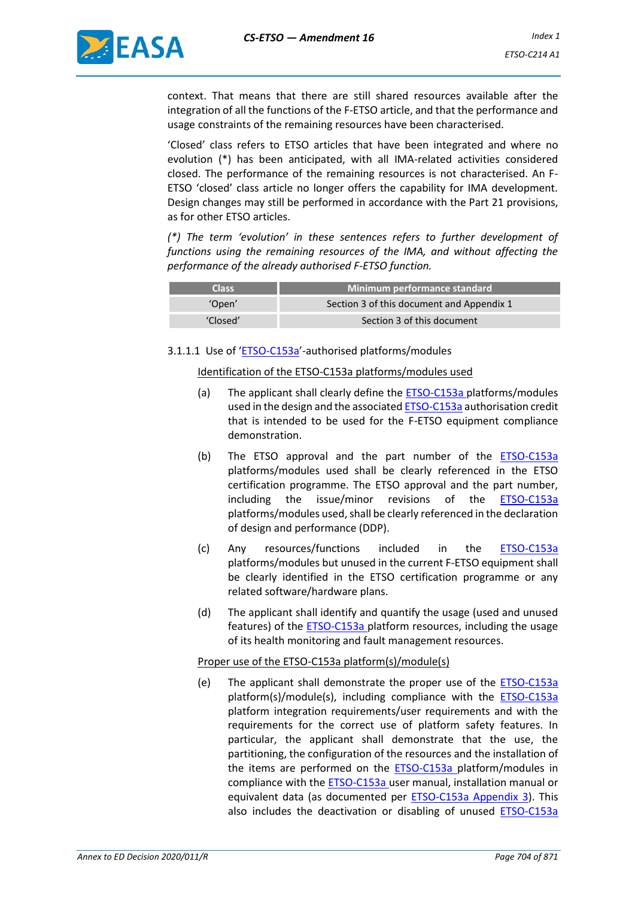context. That means that there are still shared resources available after the integration of all the functions of the F-ETSO article, and that the performance and usage constraints of the remaining resources have been characterised.

'Closed' class refers to ETSO articles that have been integrated and where no evolution (*) has been anticipated, with all IMA-related activities considered closed. The performance of the remaining resources is not characterised. An F-ETSO 'closed' class article no longer offers the capability for IMA development. Design changes may still be performed in accordance with the Part 21 provisions, as for other ETSO articles.

*(*) The term 'evolution' in these sentences refers to further development of functions using the remaining resources of the IMA, and without affecting the performance of the already authorised F-ETSO function.*

| Class | Minimum performance standard |
|---|---|
| 'Open' | Section 3 of this document and Appendix 1 |
| 'Closed' | Section 3 of this document |

3.1.1.1 Use of 'ETSO-C153a'-authorised platforms/modules

Identification of the ETSO-C153a platforms/modules used

(a) The applicant shall clearly define the ETSO-C153a platforms/modules used in the design and the associated ETSO-C153a authorisation credit that is intended to be used for the F-ETSO equipment compliance demonstration.

(b) The ETSO approval and the part number of the ETSO-C153a platforms/modules used shall be clearly referenced in the ETSO certification programme. The ETSO approval and the part number, including the issue/minor revisions of the ETSO-C153a platforms/modules used, shall be clearly referenced in the declaration of design and performance (DDP).

(c) Any resources/functions included in the ETSO-C153a platforms/modules but unused in the current F-ETSO equipment shall be clearly identified in the ETSO certification programme or any related software/hardware plans.

(d) The applicant shall identify and quantify the usage (used and unused features) of the ETSO-C153a platform resources, including the usage of its health monitoring and fault management resources.

Proper use of the ETSO-C153a platform(s)/module(s)

(e) The applicant shall demonstrate the proper use of the ETSO-C153a platform(s)/module(s), including compliance with the ETSO-C153a platform integration requirements/user requirements and with the requirements for the correct use of platform safety features. In particular, the applicant shall demonstrate that the use, the partitioning, the configuration of the resources and the installation of the items are performed on the ETSO-C153a platform/modules in compliance with the ETSO-C153a user manual, installation manual or equivalent data (as documented per ETSO-C153a Appendix 3). This also includes the deactivation or disabling of unused ETSO-C153a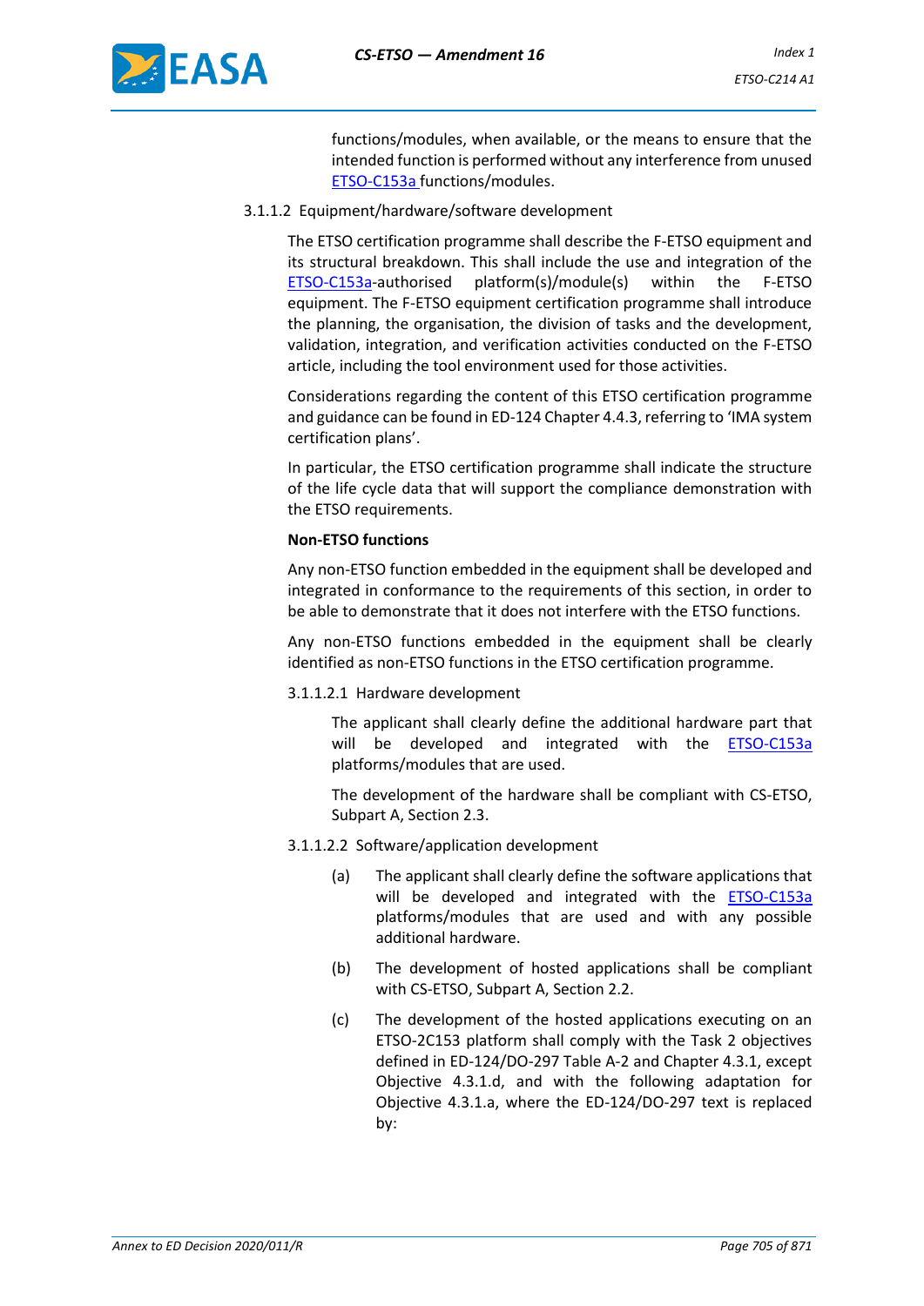functions/modules, when available, or the means to ensure that the intended function is performed without any interference from unused ETSO-C153a functions/modules.

3.1.1.2 Equipment/hardware/software development

The ETSO certification programme shall describe the F-ETSO equipment and its structural breakdown. This shall include the use and integration of the ETSO-C153a-authorised platform(s)/module(s) within the F-ETSO equipment. The F-ETSO equipment certification programme shall introduce the planning, the organisation, the division of tasks and the development, validation, integration, and verification activities conducted on the F-ETSO article, including the tool environment used for those activities.

Considerations regarding the content of this ETSO certification programme and guidance can be found in ED-124 Chapter 4.4.3, referring to 'IMA system certification plans'.

In particular, the ETSO certification programme shall indicate the structure of the life cycle data that will support the compliance demonstration with the ETSO requirements.

**Non-ETSO functions**

Any non-ETSO function embedded in the equipment shall be developed and integrated in conformance to the requirements of this section, in order to be able to demonstrate that it does not interfere with the ETSO functions.

Any non-ETSO functions embedded in the equipment shall be clearly identified as non-ETSO functions in the ETSO certification programme.

3.1.1.2.1 Hardware development

The applicant shall clearly define the additional hardware part that will be developed and integrated with the ETSO-C153a platforms/modules that are used.

The development of the hardware shall be compliant with CS-ETSO, Subpart A, Section 2.3.

3.1.1.2.2 Software/application development

(a) The applicant shall clearly define the software applications that will be developed and integrated with the ETSO-C153a platforms/modules that are used and with any possible additional hardware.

(b) The development of hosted applications shall be compliant with CS-ETSO, Subpart A, Section 2.2.

(c) The development of the hosted applications executing on an ETSO-2C153 platform shall comply with the Task 2 objectives defined in ED-124/DO-297 Table A-2 and Chapter 4.3.1, except Objective 4.3.1.d, and with the following adaptation for Objective 4.3.1.a, where the ED-124/DO-297 text is replaced by: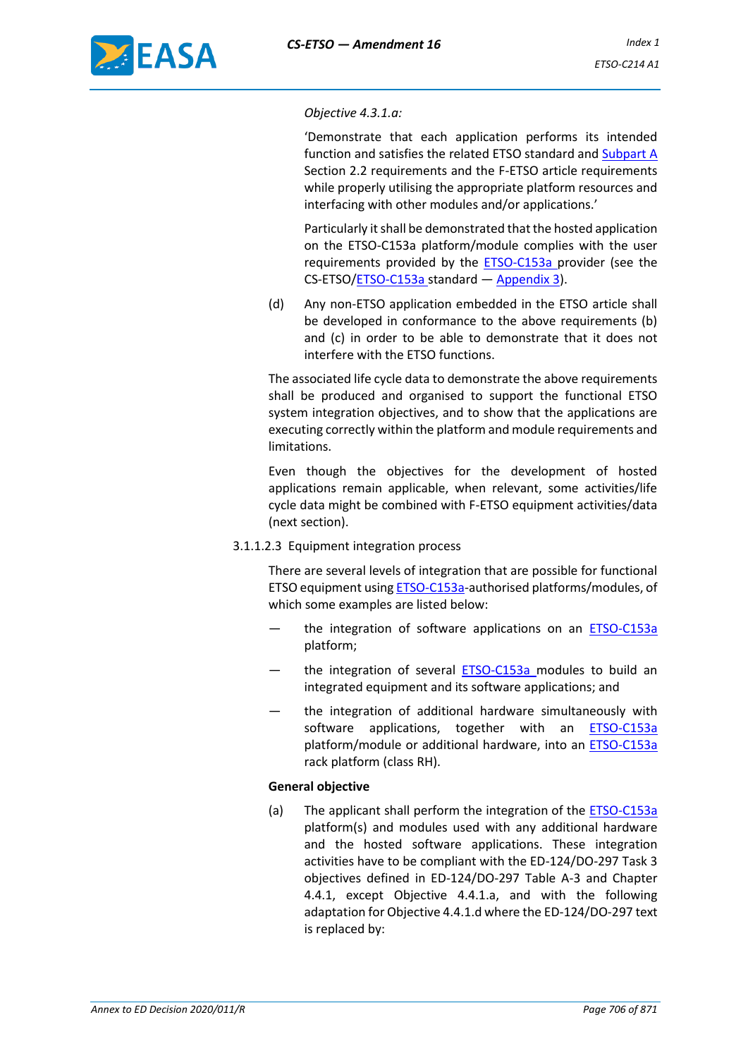*Objective 4.3.1.a:*

'Demonstrate that each application performs its intended function and satisfies the related ETSO standard and Subpart A Section 2.2 requirements and the F-ETSO article requirements while properly utilising the appropriate platform resources and interfacing with other modules and/or applications.'

Particularly it shall be demonstrated that the hosted application on the ETSO-C153a platform/module complies with the user requirements provided by the ETSO-C153a provider (see the CS-ETSO/ETSO-C153a standard — Appendix 3).

(d) Any non-ETSO application embedded in the ETSO article shall be developed in conformance to the above requirements (b) and (c) in order to be able to demonstrate that it does not interfere with the ETSO functions.

The associated life cycle data to demonstrate the above requirements shall be produced and organised to support the functional ETSO system integration objectives, and to show that the applications are executing correctly within the platform and module requirements and limitations.

Even though the objectives for the development of hosted applications remain applicable, when relevant, some activities/life cycle data might be combined with F-ETSO equipment activities/data (next section).

3.1.1.2.3 Equipment integration process

There are several levels of integration that are possible for functional ETSO equipment using ETSO-C153a-authorised platforms/modules, of which some examples are listed below:

— the integration of software applications on an ETSO-C153a platform;

— the integration of several ETSO-C153a modules to build an integrated equipment and its software applications; and

— the integration of additional hardware simultaneously with software applications, together with an ETSO-C153a platform/module or additional hardware, into an ETSO-C153a rack platform (class RH).

**General objective**

(a) The applicant shall perform the integration of the ETSO-C153a platform(s) and modules used with any additional hardware and the hosted software applications. These integration activities have to be compliant with the ED-124/DO-297 Task 3 objectives defined in ED-124/DO-297 Table A-3 and Chapter 4.4.1, except Objective 4.4.1.a, and with the following adaptation for Objective 4.4.1.d where the ED-124/DO-297 text is replaced by: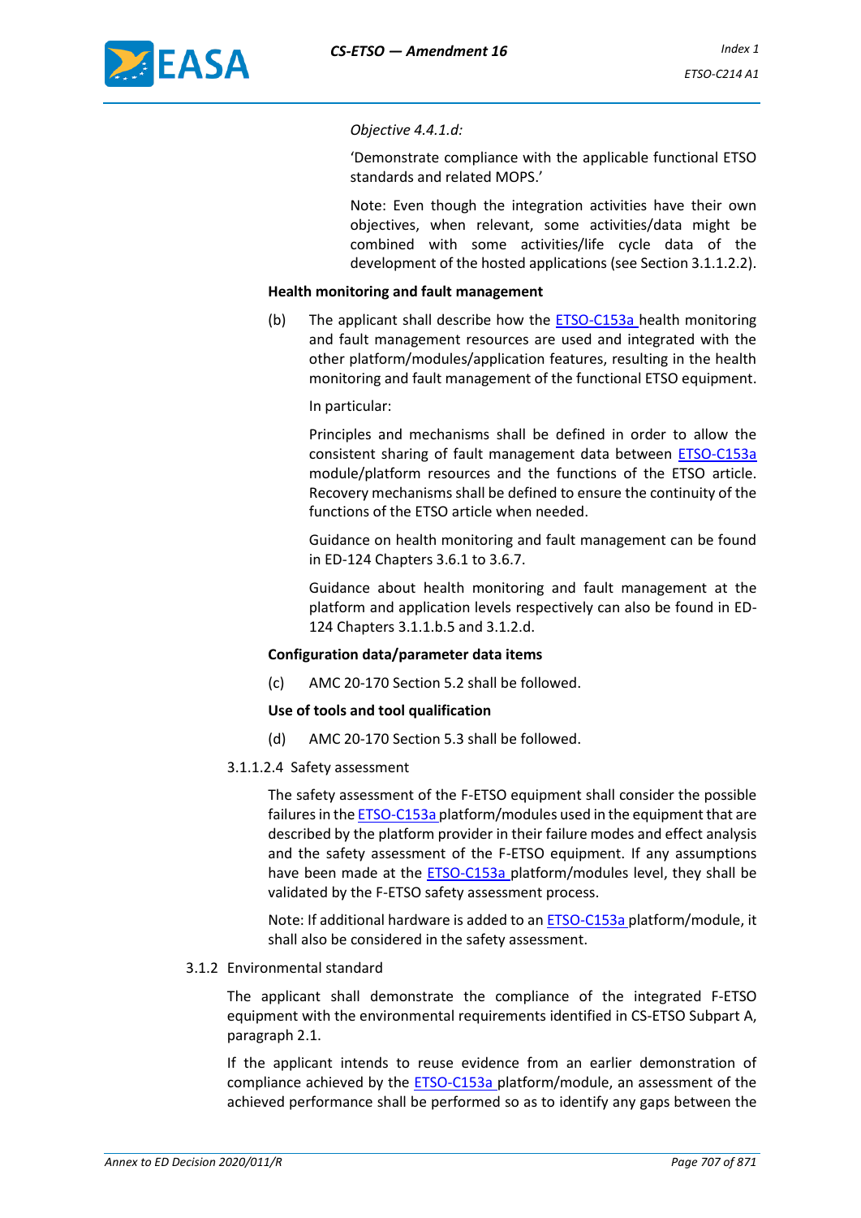*Objective 4.4.1.d:*

'Demonstrate compliance with the applicable functional ETSO standards and related MOPS.'

Note: Even though the integration activities have their own objectives, when relevant, some activities/data might be combined with some activities/life cycle data of the development of the hosted applications (see Section 3.1.1.2.2).

**Health monitoring and fault management**

(b) The applicant shall describe how the ETSO-C153a health monitoring and fault management resources are used and integrated with the other platform/modules/application features, resulting in the health monitoring and fault management of the functional ETSO equipment.

In particular:

Principles and mechanisms shall be defined in order to allow the consistent sharing of fault management data between ETSO-C153a module/platform resources and the functions of the ETSO article. Recovery mechanisms shall be defined to ensure the continuity of the functions of the ETSO article when needed.

Guidance on health monitoring and fault management can be found in ED-124 Chapters 3.6.1 to 3.6.7.

Guidance about health monitoring and fault management at the platform and application levels respectively can also be found in ED-124 Chapters 3.1.1.b.5 and 3.1.2.d.

**Configuration data/parameter data items**

(c) AMC 20-170 Section 5.2 shall be followed.

**Use of tools and tool qualification**

(d) AMC 20-170 Section 5.3 shall be followed.

3.1.1.2.4 Safety assessment

The safety assessment of the F-ETSO equipment shall consider the possible failures in the ETSO-C153a platform/modules used in the equipment that are described by the platform provider in their failure modes and effect analysis and the safety assessment of the F-ETSO equipment. If any assumptions have been made at the ETSO-C153a platform/modules level, they shall be validated by the F-ETSO safety assessment process.

Note: If additional hardware is added to an ETSO-C153a platform/module, it shall also be considered in the safety assessment.

3.1.2 Environmental standard

The applicant shall demonstrate the compliance of the integrated F-ETSO equipment with the environmental requirements identified in CS-ETSO Subpart A, paragraph 2.1.

If the applicant intends to reuse evidence from an earlier demonstration of compliance achieved by the ETSO-C153a platform/module, an assessment of the achieved performance shall be performed so as to identify any gaps between the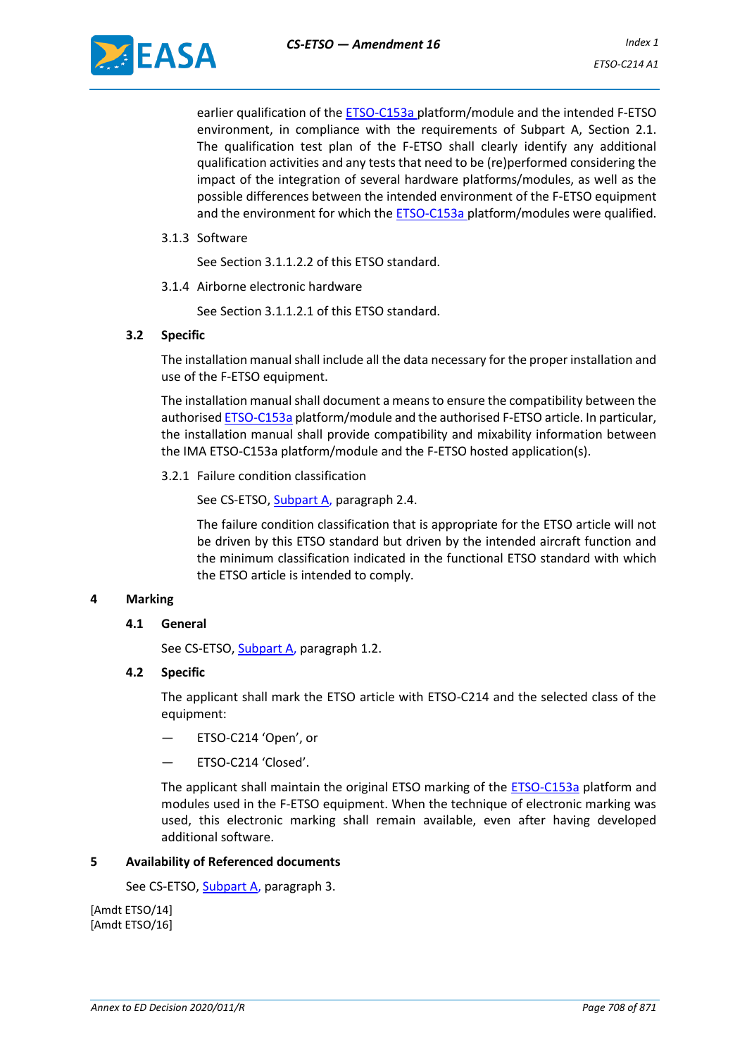earlier qualification of the ETSO-C153a platform/module and the intended F-ETSO environment, in compliance with the requirements of Subpart A, Section 2.1. The qualification test plan of the F-ETSO shall clearly identify any additional qualification activities and any tests that need to be (re)performed considering the impact of the integration of several hardware platforms/modules, as well as the possible differences between the intended environment of the F-ETSO equipment and the environment for which the ETSO-C153a platform/modules were qualified.

3.1.3 Software

See Section 3.1.1.2.2 of this ETSO standard.

3.1.4 Airborne electronic hardware

See Section 3.1.1.2.1 of this ETSO standard.

### 3.2 Specific

The installation manual shall include all the data necessary for the proper installation and use of the F-ETSO equipment.

The installation manual shall document a means to ensure the compatibility between the authorised ETSO-C153a platform/module and the authorised F-ETSO article. In particular, the installation manual shall provide compatibility and mixability information between the IMA ETSO-C153a platform/module and the F-ETSO hosted application(s).

3.2.1 Failure condition classification

See CS-ETSO, Subpart A, paragraph 2.4.

The failure condition classification that is appropriate for the ETSO article will not be driven by this ETSO standard but driven by the intended aircraft function and the minimum classification indicated in the functional ETSO standard with which the ETSO article is intended to comply.

## 4 Marking

### 4.1 General

See CS-ETSO, Subpart A, paragraph 1.2.

### 4.2 Specific

The applicant shall mark the ETSO article with ETSO-C214 and the selected class of the equipment:

— ETSO-C214 'Open', or

— ETSO-C214 'Closed'.

The applicant shall maintain the original ETSO marking of the ETSO-C153a platform and modules used in the F-ETSO equipment. When the technique of electronic marking was used, this electronic marking shall remain available, even after having developed additional software.

## 5 Availability of Referenced documents

See CS-ETSO, Subpart A, paragraph 3.

[Amdt ETSO/14]
[Amdt ETSO/16]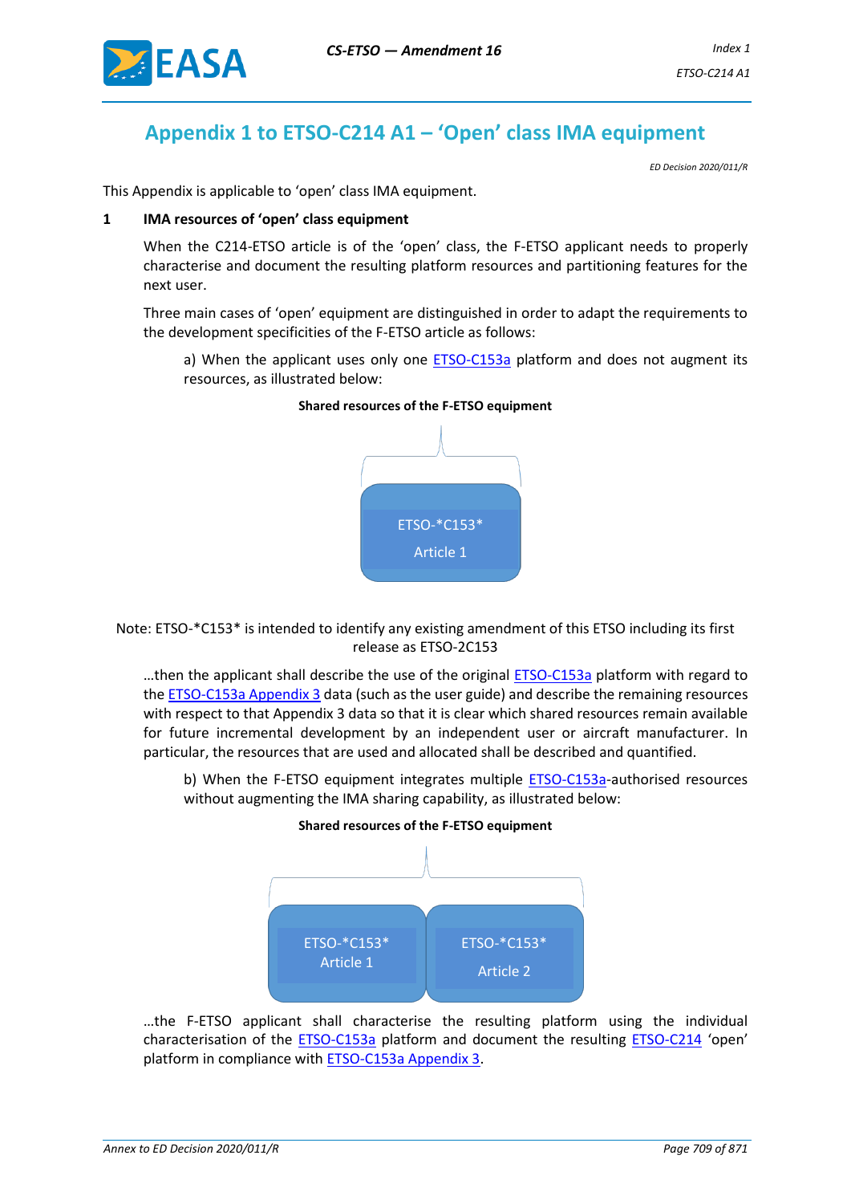## Appendix 1 to ETSO-C214 A1 – 'Open' class IMA equipment

*ED Decision 2020/011/R*

This Appendix is applicable to 'open' class IMA equipment.

**1 IMA resources of 'open' class equipment**

When the C214-ETSO article is of the 'open' class, the F-ETSO applicant needs to properly characterise and document the resulting platform resources and partitioning features for the next user.

Three main cases of 'open' equipment are distinguished in order to adapt the requirements to the development specificities of the F-ETSO article as follows:

a) When the applicant uses only one ETSO-C153a platform and does not augment its resources, as illustrated below:

**Shared resources of the F-ETSO equipment**

ETSO-*C153*
Article 1

Note: ETSO-*C153* is intended to identify any existing amendment of this ETSO including its first release as ETSO-2C153

…then the applicant shall describe the use of the original ETSO-C153a platform with regard to the ETSO-C153a Appendix 3 data (such as the user guide) and describe the remaining resources with respect to that Appendix 3 data so that it is clear which shared resources remain available for future incremental development by an independent user or aircraft manufacturer. In particular, the resources that are used and allocated shall be described and quantified.

b) When the F-ETSO equipment integrates multiple ETSO-C153a-authorised resources without augmenting the IMA sharing capability, as illustrated below:

**Shared resources of the F-ETSO equipment**

ETSO-*C153*
Article 1

ETSO-*C153*
Article 2

…the F-ETSO applicant shall characterise the resulting platform using the individual characterisation of the ETSO-C153a platform and document the resulting ETSO-C214 'open' platform in compliance with ETSO-C153a Appendix 3.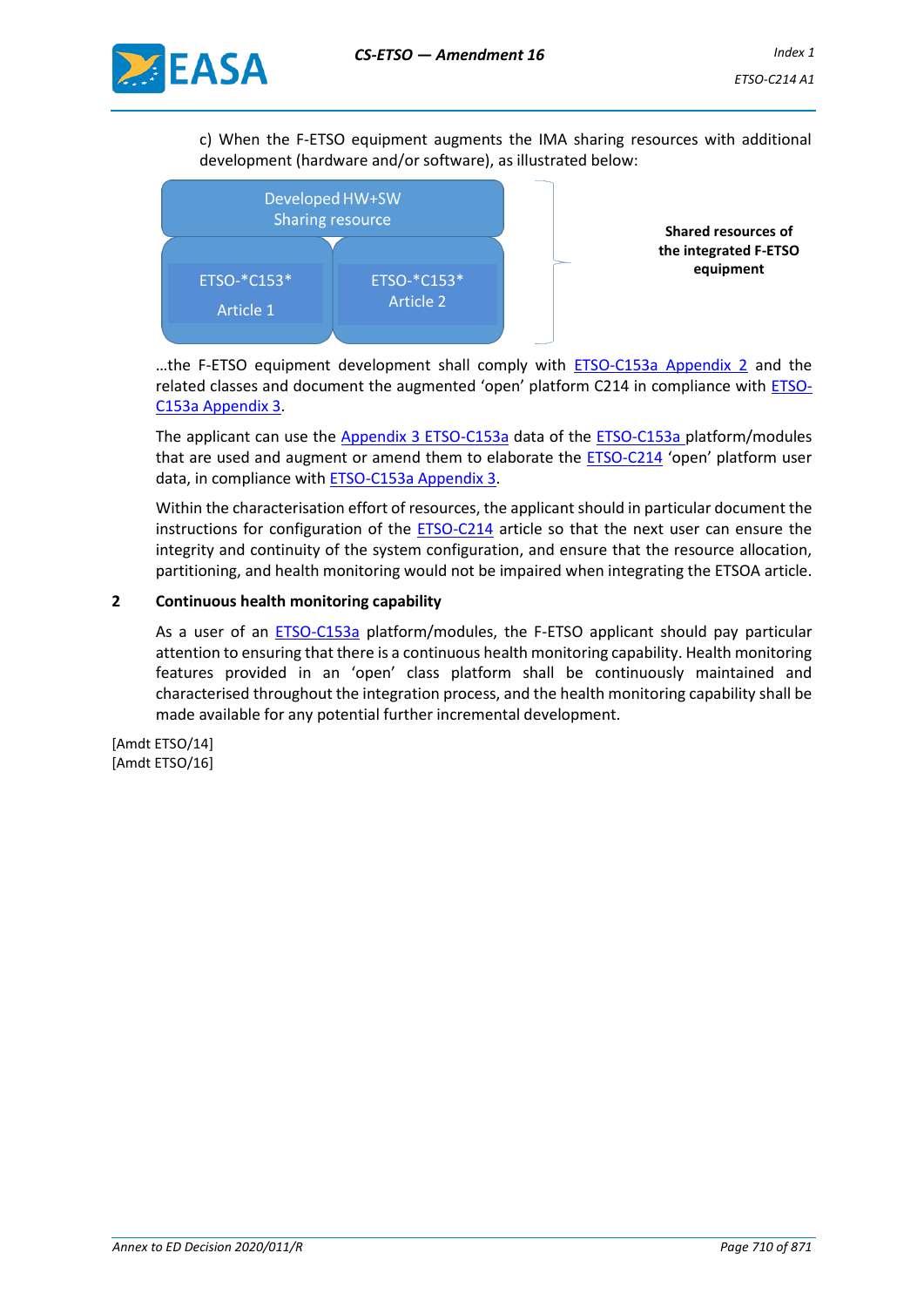c) When the F-ETSO equipment augments the IMA sharing resources with additional development (hardware and/or software), as illustrated below:

Developed HW+SW
Sharing resource

ETSO-*C153*
Article 1

ETSO-*C153*
Article 2

**Shared resources of the integrated F-ETSO equipment**

…the F-ETSO equipment development shall comply with ETSO-C153a Appendix 2 and the related classes and document the augmented 'open' platform C214 in compliance with ETSO-C153a Appendix 3.

The applicant can use the Appendix 3 ETSO-C153a data of the ETSO-C153a platform/modules that are used and augment or amend them to elaborate the ETSO-C214 'open' platform user data, in compliance with ETSO-C153a Appendix 3.

Within the characterisation effort of resources, the applicant should in particular document the instructions for configuration of the ETSO-C214 article so that the next user can ensure the integrity and continuity of the system configuration, and ensure that the resource allocation, partitioning, and health monitoring would not be impaired when integrating the ETSOA article.

## 2 Continuous health monitoring capability

As a user of an ETSO-C153a platform/modules, the F-ETSO applicant should pay particular attention to ensuring that there is a continuous health monitoring capability. Health monitoring features provided in an 'open' class platform shall be continuously maintained and characterised throughout the integration process, and the health monitoring capability shall be made available for any potential further incremental development.

[Amdt ETSO/14]
[Amdt ETSO/16]